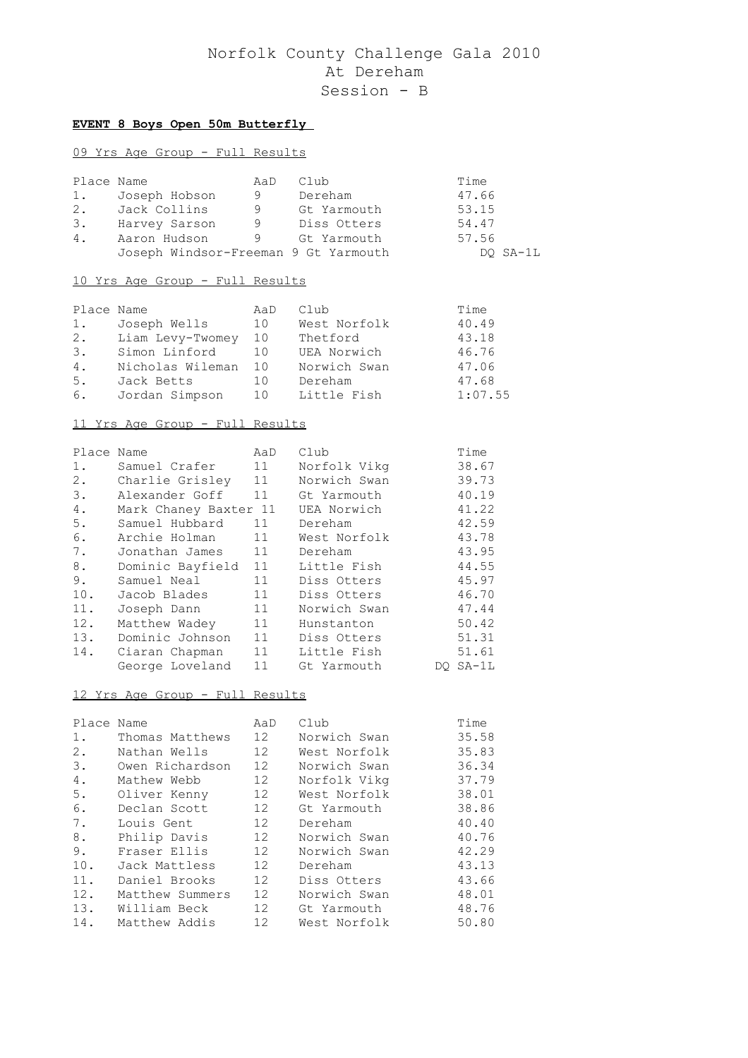# Norfolk County Challenge Gala 2010
# At Dereham
# Session - B

**EVENT 8 Boys Open 50m Butterfly**

09 Yrs Age Group - Full Results

| Place | Name | AaD | Club | Time |
|---|---|---|---|---|
| 1. | Joseph Hobson | 9 | Dereham | 47.66 |
| 2. | Jack Collins | 9 | Gt Yarmouth | 53.15 |
| 3. | Harvey Sarson | 9 | Diss Otters | 54.47 |
| 4. | Aaron Hudson | 9 | Gt Yarmouth | 57.56 |
| | Joseph Windsor-Freeman | 9 | Gt Yarmouth | DQ SA-1L |

10 Yrs Age Group - Full Results

| Place | Name | AaD | Club | Time |
|---|---|---|---|---|
| 1. | Joseph Wells | 10 | West Norfolk | 40.49 |
| 2. | Liam Levy-Twomey | 10 | Thetford | 43.18 |
| 3. | Simon Linford | 10 | UEA Norwich | 46.76 |
| 4. | Nicholas Wileman | 10 | Norwich Swan | 47.06 |
| 5. | Jack Betts | 10 | Dereham | 47.68 |
| 6. | Jordan Simpson | 10 | Little Fish | 1:07.55 |

11 Yrs Age Group - Full Results

| Place | Name | AaD | Club | Time |
|---|---|---|---|---|
| 1. | Samuel Crafer | 11 | Norfolk Vikg | 38.67 |
| 2. | Charlie Grisley | 11 | Norwich Swan | 39.73 |
| 3. | Alexander Goff | 11 | Gt Yarmouth | 40.19 |
| 4. | Mark Chaney Baxter | 11 | UEA Norwich | 41.22 |
| 5. | Samuel Hubbard | 11 | Dereham | 42.59 |
| 6. | Archie Holman | 11 | West Norfolk | 43.78 |
| 7. | Jonathan James | 11 | Dereham | 43.95 |
| 8. | Dominic Bayfield | 11 | Little Fish | 44.55 |
| 9. | Samuel Neal | 11 | Diss Otters | 45.97 |
| 10. | Jacob Blades | 11 | Diss Otters | 46.70 |
| 11. | Joseph Dann | 11 | Norwich Swan | 47.44 |
| 12. | Matthew Wadey | 11 | Hunstanton | 50.42 |
| 13. | Dominic Johnson | 11 | Diss Otters | 51.31 |
| 14. | Ciaran Chapman | 11 | Little Fish | 51.61 |
| | George Loveland | 11 | Gt Yarmouth | DQ SA-1L |

12 Yrs Age Group - Full Results

| Place | Name | AaD | Club | Time |
|---|---|---|---|---|
| 1. | Thomas Matthews | 12 | Norwich Swan | 35.58 |
| 2. | Nathan Wells | 12 | West Norfolk | 35.83 |
| 3. | Owen Richardson | 12 | Norwich Swan | 36.34 |
| 4. | Mathew Webb | 12 | Norfolk Vikg | 37.79 |
| 5. | Oliver Kenny | 12 | West Norfolk | 38.01 |
| 6. | Declan Scott | 12 | Gt Yarmouth | 38.86 |
| 7. | Louis Gent | 12 | Dereham | 40.40 |
| 8. | Philip Davis | 12 | Norwich Swan | 40.76 |
| 9. | Fraser Ellis | 12 | Norwich Swan | 42.29 |
| 10. | Jack Mattless | 12 | Dereham | 43.13 |
| 11. | Daniel Brooks | 12 | Diss Otters | 43.66 |
| 12. | Matthew Summers | 12 | Norwich Swan | 48.01 |
| 13. | William Beck | 12 | Gt Yarmouth | 48.76 |
| 14. | Matthew Addis | 12 | West Norfolk | 50.80 |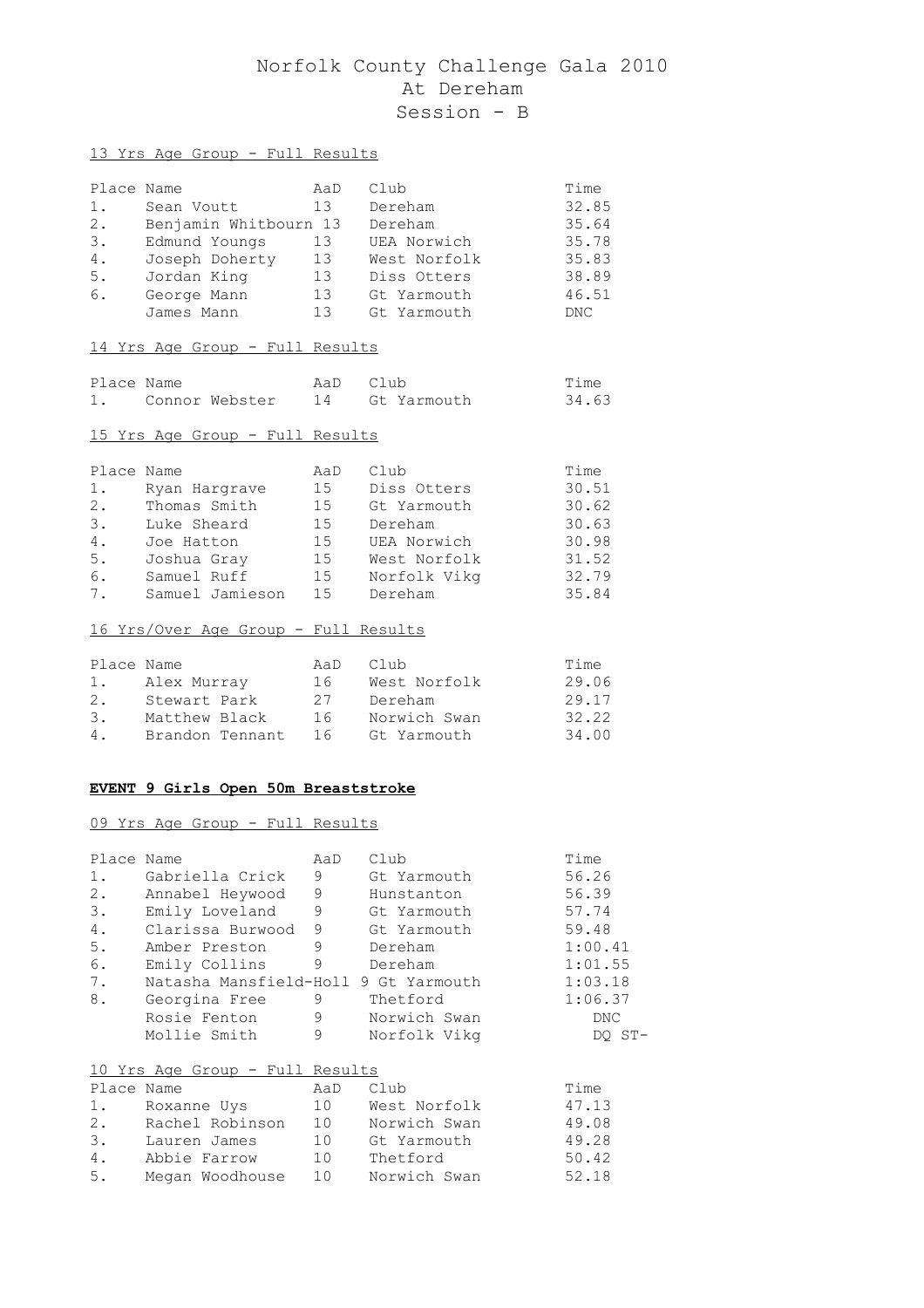# Norfolk County Challenge Gala 2010
## At Dereham
## Session - B

13 Yrs Age Group - Full Results

| Place | Name | AaD | Club | Time |
|---|---|---|---|---|
| 1. | Sean Voutt | 13 | Dereham | 32.85 |
| 2. | Benjamin Whitbourn | 13 | Dereham | 35.64 |
| 3. | Edmund Youngs | 13 | UEA Norwich | 35.78 |
| 4. | Joseph Doherty | 13 | West Norfolk | 35.83 |
| 5. | Jordan King | 13 | Diss Otters | 38.89 |
| 6. | George Mann | 13 | Gt Yarmouth | 46.51 |
| | James Mann | 13 | Gt Yarmouth | DNC |

14 Yrs Age Group - Full Results

| Place | Name | AaD | Club | Time |
|---|---|---|---|---|
| 1. | Connor Webster | 14 | Gt Yarmouth | 34.63 |

15 Yrs Age Group - Full Results

| Place | Name | AaD | Club | Time |
|---|---|---|---|---|
| 1. | Ryan Hargrave | 15 | Diss Otters | 30.51 |
| 2. | Thomas Smith | 15 | Gt Yarmouth | 30.62 |
| 3. | Luke Sheard | 15 | Dereham | 30.63 |
| 4. | Joe Hatton | 15 | UEA Norwich | 30.98 |
| 5. | Joshua Gray | 15 | West Norfolk | 31.52 |
| 6. | Samuel Ruff | 15 | Norfolk Vikg | 32.79 |
| 7. | Samuel Jamieson | 15 | Dereham | 35.84 |

16 Yrs/Over Age Group - Full Results

| Place | Name | AaD | Club | Time |
|---|---|---|---|---|
| 1. | Alex Murray | 16 | West Norfolk | 29.06 |
| 2. | Stewart Park | 27 | Dereham | 29.17 |
| 3. | Matthew Black | 16 | Norwich Swan | 32.22 |
| 4. | Brandon Tennant | 16 | Gt Yarmouth | 34.00 |

**EVENT 9 Girls Open 50m Breaststroke**

09 Yrs Age Group - Full Results

| Place | Name | AaD | Club | Time |
|---|---|---|---|---|
| 1. | Gabriella Crick | 9 | Gt Yarmouth | 56.26 |
| 2. | Annabel Heywood | 9 | Hunstanton | 56.39 |
| 3. | Emily Loveland | 9 | Gt Yarmouth | 57.74 |
| 4. | Clarissa Burwood | 9 | Gt Yarmouth | 59.48 |
| 5. | Amber Preston | 9 | Dereham | 1:00.41 |
| 6. | Emily Collins | 9 | Dereham | 1:01.55 |
| 7. | Natasha Mansfield-Holl | 9 | Gt Yarmouth | 1:03.18 |
| 8. | Georgina Free | 9 | Thetford | 1:06.37 |
| | Rosie Fenton | 9 | Norwich Swan | DNC |
| | Mollie Smith | 9 | Norfolk Vikg | DQ ST- |

10 Yrs Age Group - Full Results

| Place | Name | AaD | Club | Time |
|---|---|---|---|---|
| 1. | Roxanne Uys | 10 | West Norfolk | 47.13 |
| 2. | Rachel Robinson | 10 | Norwich Swan | 49.08 |
| 3. | Lauren James | 10 | Gt Yarmouth | 49.28 |
| 4. | Abbie Farrow | 10 | Thetford | 50.42 |
| 5. | Megan Woodhouse | 10 | Norwich Swan | 52.18 |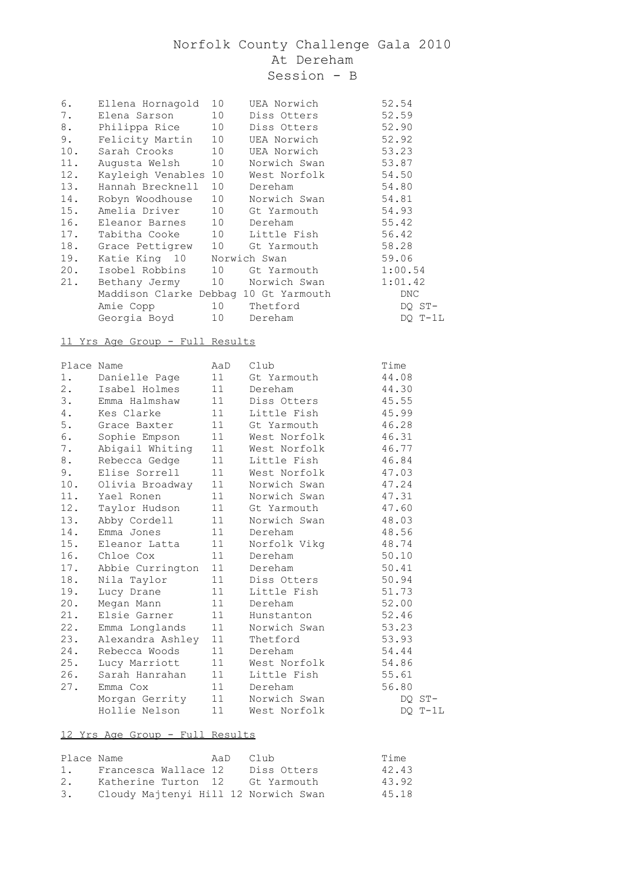# Norfolk County Challenge Gala 2010

## At Dereham

## Session - B

| Place | Name | AaD | Club | Time |
|---|---|---|---|---|
| 6. | Ellena Hornagold | 10 | UEA Norwich | 52.54 |
| 7. | Elena Sarson | 10 | Diss Otters | 52.59 |
| 8. | Philippa Rice | 10 | Diss Otters | 52.90 |
| 9. | Felicity Martin | 10 | UEA Norwich | 52.92 |
| 10. | Sarah Crooks | 10 | UEA Norwich | 53.23 |
| 11. | Augusta Welsh | 10 | Norwich Swan | 53.87 |
| 12. | Kayleigh Venables | 10 | West Norfolk | 54.50 |
| 13. | Hannah Brecknell | 10 | Dereham | 54.80 |
| 14. | Robyn Woodhouse | 10 | Norwich Swan | 54.81 |
| 15. | Amelia Driver | 10 | Gt Yarmouth | 54.93 |
| 16. | Eleanor Barnes | 10 | Dereham | 55.42 |
| 17. | Tabitha Cooke | 10 | Little Fish | 56.42 |
| 18. | Grace Pettigrew | 10 | Gt Yarmouth | 58.28 |
| 19. | Katie King | 10 | Norwich Swan | 59.06 |
| 20. | Isobel Robbins | 10 | Gt Yarmouth | 1:00.54 |
| 21. | Bethany Jermy | 10 | Norwich Swan | 1:01.42 |
| | Maddison Clarke Debbag | 10 | Gt Yarmouth | DNC |
| | Amie Copp | 10 | Thetford | DQ ST- |
| | Georgia Boyd | 10 | Dereham | DQ T-1L |

### 11 Yrs Age Group - Full Results

| Place | Name | AaD | Club | Time |
|---|---|---|---|---|
| 1. | Danielle Page | 11 | Gt Yarmouth | 44.08 |
| 2. | Isabel Holmes | 11 | Dereham | 44.30 |
| 3. | Emma Halmshaw | 11 | Diss Otters | 45.55 |
| 4. | Kes Clarke | 11 | Little Fish | 45.99 |
| 5. | Grace Baxter | 11 | Gt Yarmouth | 46.28 |
| 6. | Sophie Empson | 11 | West Norfolk | 46.31 |
| 7. | Abigail Whiting | 11 | West Norfolk | 46.77 |
| 8. | Rebecca Gedge | 11 | Little Fish | 46.84 |
| 9. | Elise Sorrell | 11 | West Norfolk | 47.03 |
| 10. | Olivia Broadway | 11 | Norwich Swan | 47.24 |
| 11. | Yael Ronen | 11 | Norwich Swan | 47.31 |
| 12. | Taylor Hudson | 11 | Gt Yarmouth | 47.60 |
| 13. | Abby Cordell | 11 | Norwich Swan | 48.03 |
| 14. | Emma Jones | 11 | Dereham | 48.56 |
| 15. | Eleanor Latta | 11 | Norfolk Vikg | 48.74 |
| 16. | Chloe Cox | 11 | Dereham | 50.10 |
| 17. | Abbie Currington | 11 | Dereham | 50.41 |
| 18. | Nila Taylor | 11 | Diss Otters | 50.94 |
| 19. | Lucy Drane | 11 | Little Fish | 51.73 |
| 20. | Megan Mann | 11 | Dereham | 52.00 |
| 21. | Elsie Garner | 11 | Hunstanton | 52.46 |
| 22. | Emma Longlands | 11 | Norwich Swan | 53.23 |
| 23. | Alexandra Ashley | 11 | Thetford | 53.93 |
| 24. | Rebecca Woods | 11 | Dereham | 54.44 |
| 25. | Lucy Marriott | 11 | West Norfolk | 54.86 |
| 26. | Sarah Hanrahan | 11 | Little Fish | 55.61 |
| 27. | Emma Cox | 11 | Dereham | 56.80 |
| | Morgan Gerrity | 11 | Norwich Swan | DQ ST- |
| | Hollie Nelson | 11 | West Norfolk | DQ T-1L |

### 12 Yrs Age Group - Full Results

| Place | Name | AaD | Club | Time |
|---|---|---|---|---|
| 1. | Francesca Wallace | 12 | Diss Otters | 42.43 |
| 2. | Katherine Turton | 12 | Gt Yarmouth | 43.92 |
| 3. | Cloudy Majtenyi Hill | 12 | Norwich Swan | 45.18 |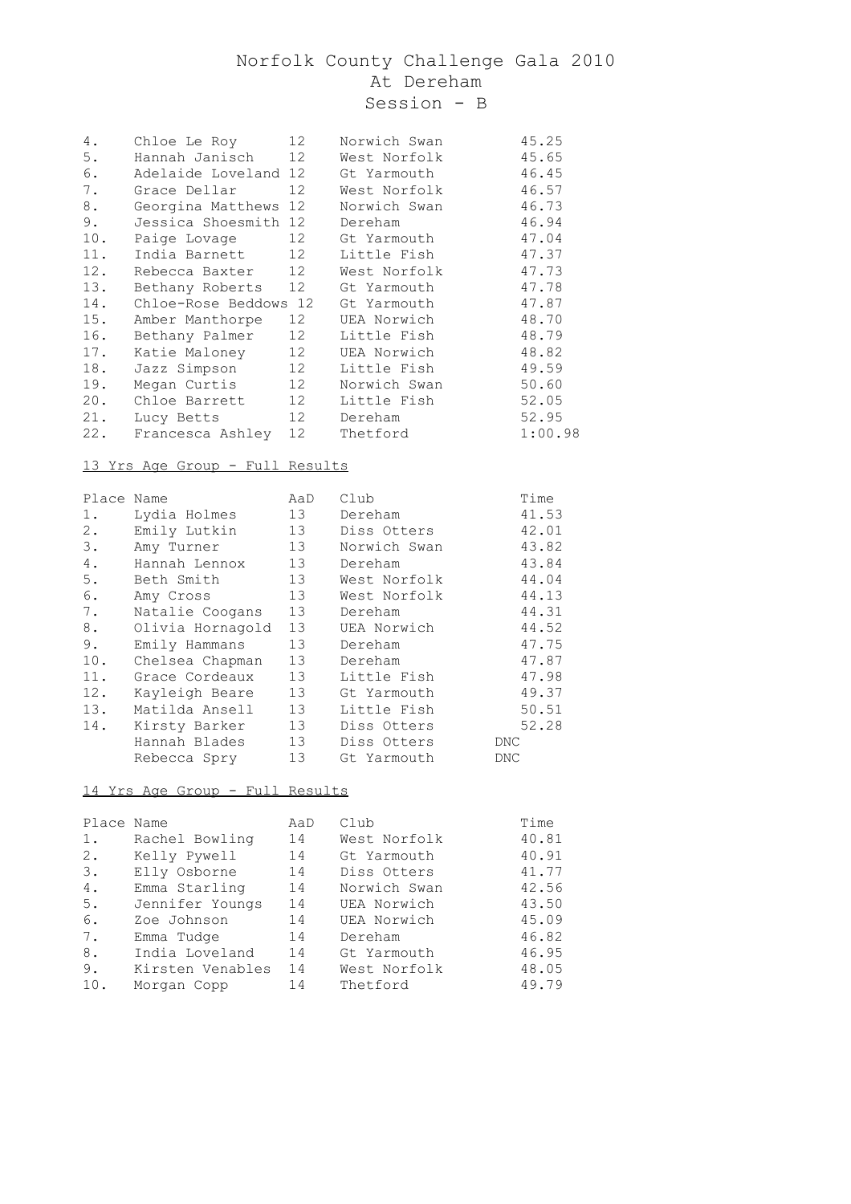# Norfolk County Challenge Gala 2010
## At Dereham
## Session - B

| | | | | |
|---|---|---|---|---|
| 4. | Chloe Le Roy | 12 | Norwich Swan | 45.25 |
| 5. | Hannah Janisch | 12 | West Norfolk | 45.65 |
| 6. | Adelaide Loveland | 12 | Gt Yarmouth | 46.45 |
| 7. | Grace Dellar | 12 | West Norfolk | 46.57 |
| 8. | Georgina Matthews | 12 | Norwich Swan | 46.73 |
| 9. | Jessica Shoesmith | 12 | Dereham | 46.94 |
| 10. | Paige Lovage | 12 | Gt Yarmouth | 47.04 |
| 11. | India Barnett | 12 | Little Fish | 47.37 |
| 12. | Rebecca Baxter | 12 | West Norfolk | 47.73 |
| 13. | Bethany Roberts | 12 | Gt Yarmouth | 47.78 |
| 14. | Chloe-Rose Beddows | 12 | Gt Yarmouth | 47.87 |
| 15. | Amber Manthorpe | 12 | UEA Norwich | 48.70 |
| 16. | Bethany Palmer | 12 | Little Fish | 48.79 |
| 17. | Katie Maloney | 12 | UEA Norwich | 48.82 |
| 18. | Jazz Simpson | 12 | Little Fish | 49.59 |
| 19. | Megan Curtis | 12 | Norwich Swan | 50.60 |
| 20. | Chloe Barrett | 12 | Little Fish | 52.05 |
| 21. | Lucy Betts | 12 | Dereham | 52.95 |
| 22. | Francesca Ashley | 12 | Thetford | 1:00.98 |

13 Yrs Age Group - Full Results

| Place | Name | AaD | Club | Time |
|---|---|---|---|---|
| 1. | Lydia Holmes | 13 | Dereham | 41.53 |
| 2. | Emily Lutkin | 13 | Diss Otters | 42.01 |
| 3. | Amy Turner | 13 | Norwich Swan | 43.82 |
| 4. | Hannah Lennox | 13 | Dereham | 43.84 |
| 5. | Beth Smith | 13 | West Norfolk | 44.04 |
| 6. | Amy Cross | 13 | West Norfolk | 44.13 |
| 7. | Natalie Coogans | 13 | Dereham | 44.31 |
| 8. | Olivia Hornagold | 13 | UEA Norwich | 44.52 |
| 9. | Emily Hammans | 13 | Dereham | 47.75 |
| 10. | Chelsea Chapman | 13 | Dereham | 47.87 |
| 11. | Grace Cordeaux | 13 | Little Fish | 47.98 |
| 12. | Kayleigh Beare | 13 | Gt Yarmouth | 49.37 |
| 13. | Matilda Ansell | 13 | Little Fish | 50.51 |
| 14. | Kirsty Barker | 13 | Diss Otters | 52.28 |
| | Hannah Blades | 13 | Diss Otters | DNC |
| | Rebecca Spry | 13 | Gt Yarmouth | DNC |

14 Yrs Age Group - Full Results

| Place | Name | AaD | Club | Time |
|---|---|---|---|---|
| 1. | Rachel Bowling | 14 | West Norfolk | 40.81 |
| 2. | Kelly Pywell | 14 | Gt Yarmouth | 40.91 |
| 3. | Elly Osborne | 14 | Diss Otters | 41.77 |
| 4. | Emma Starling | 14 | Norwich Swan | 42.56 |
| 5. | Jennifer Youngs | 14 | UEA Norwich | 43.50 |
| 6. | Zoe Johnson | 14 | UEA Norwich | 45.09 |
| 7. | Emma Tudge | 14 | Dereham | 46.82 |
| 8. | India Loveland | 14 | Gt Yarmouth | 46.95 |
| 9. | Kirsten Venables | 14 | West Norfolk | 48.05 |
| 10. | Morgan Copp | 14 | Thetford | 49.79 |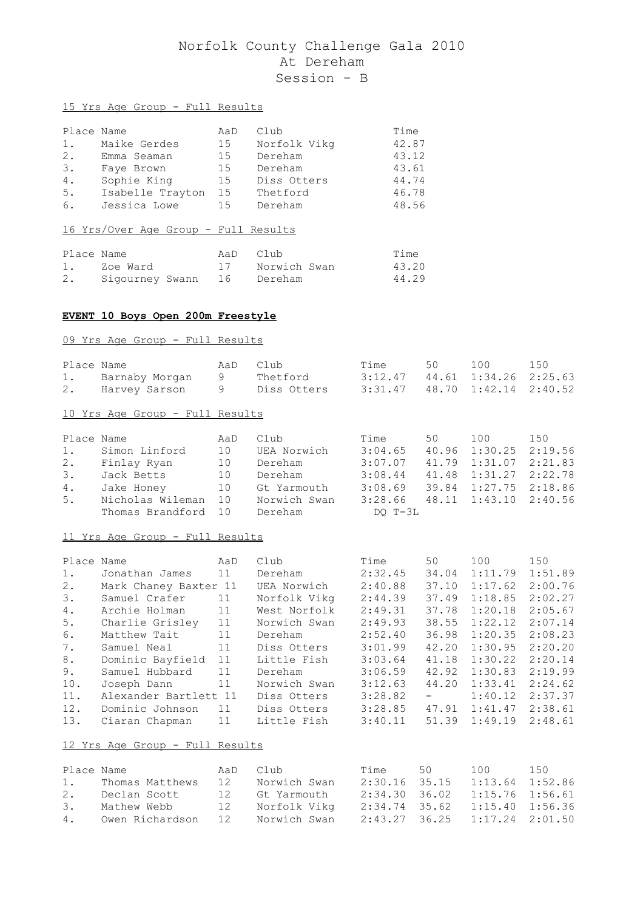# Norfolk County Challenge Gala 2010
## At Dereham
## Session - B

15 Yrs Age Group - Full Results

| Place | Name | AaD | Club | Time |
|---|---|---|---|---|
| 1. | Maike Gerdes | 15 | Norfolk Vikg | 42.87 |
| 2. | Emma Seaman | 15 | Dereham | 43.12 |
| 3. | Faye Brown | 15 | Dereham | 43.61 |
| 4. | Sophie King | 15 | Diss Otters | 44.74 |
| 5. | Isabelle Trayton | 15 | Thetford | 46.78 |
| 6. | Jessica Lowe | 15 | Dereham | 48.56 |

16 Yrs/Over Age Group - Full Results

| Place | Name | AaD | Club | Time |
|---|---|---|---|---|
| 1. | Zoe Ward | 17 | Norwich Swan | 43.20 |
| 2. | Sigourney Swann | 16 | Dereham | 44.29 |

**EVENT 10 Boys Open 200m Freestyle**

09 Yrs Age Group - Full Results

| Place | Name | AaD | Club | Time | 50 | 100 | 150 |
|---|---|---|---|---|---|---|---|
| 1. | Barnaby Morgan | 9 | Thetford | 3:12.47 | 44.61 | 1:34.26 | 2:25.63 |
| 2. | Harvey Sarson | 9 | Diss Otters | 3:31.47 | 48.70 | 1:42.14 | 2:40.52 |

10 Yrs Age Group - Full Results

| Place | Name | AaD | Club | Time | 50 | 100 | 150 |
|---|---|---|---|---|---|---|---|
| 1. | Simon Linford | 10 | UEA Norwich | 3:04.65 | 40.96 | 1:30.25 | 2:19.56 |
| 2. | Finlay Ryan | 10 | Dereham | 3:07.07 | 41.79 | 1:31.07 | 2:21.83 |
| 3. | Jack Betts | 10 | Dereham | 3:08.44 | 41.48 | 1:31.27 | 2:22.78 |
| 4. | Jake Honey | 10 | Gt Yarmouth | 3:08.69 | 39.84 | 1:27.75 | 2:18.86 |
| 5. | Nicholas Wileman | 10 | Norwich Swan | 3:28.66 | 48.11 | 1:43.10 | 2:40.56 |
| | Thomas Brandford | 10 | Dereham | DQ T-3L | | | |

11 Yrs Age Group - Full Results

| Place | Name | AaD | Club | Time | 50 | 100 | 150 |
|---|---|---|---|---|---|---|---|
| 1. | Jonathan James | 11 | Dereham | 2:32.45 | 34.04 | 1:11.79 | 1:51.89 |
| 2. | Mark Chaney Baxter | 11 | UEA Norwich | 2:40.88 | 37.10 | 1:17.62 | 2:00.76 |
| 3. | Samuel Crafer | 11 | Norfolk Vikg | 2:44.39 | 37.49 | 1:18.85 | 2:02.27 |
| 4. | Archie Holman | 11 | West Norfolk | 2:49.31 | 37.78 | 1:20.18 | 2:05.67 |
| 5. | Charlie Grisley | 11 | Norwich Swan | 2:49.93 | 38.55 | 1:22.12 | 2:07.14 |
| 6. | Matthew Tait | 11 | Dereham | 2:52.40 | 36.98 | 1:20.35 | 2:08.23 |
| 7. | Samuel Neal | 11 | Diss Otters | 3:01.99 | 42.20 | 1:30.95 | 2:20.20 |
| 8. | Dominic Bayfield | 11 | Little Fish | 3:03.64 | 41.18 | 1:30.22 | 2:20.14 |
| 9. | Samuel Hubbard | 11 | Dereham | 3:06.59 | 42.92 | 1:30.83 | 2:19.99 |
| 10. | Joseph Dann | 11 | Norwich Swan | 3:12.63 | 44.20 | 1:33.41 | 2:24.62 |
| 11. | Alexander Bartlett | 11 | Diss Otters | 3:28.82 | - | 1:40.12 | 2:37.37 |
| 12. | Dominic Johnson | 11 | Diss Otters | 3:28.85 | 47.91 | 1:41.47 | 2:38.61 |
| 13. | Ciaran Chapman | 11 | Little Fish | 3:40.11 | 51.39 | 1:49.19 | 2:48.61 |

12 Yrs Age Group - Full Results

| Place | Name | AaD | Club | Time | 50 | 100 | 150 |
|---|---|---|---|---|---|---|---|
| 1. | Thomas Matthews | 12 | Norwich Swan | 2:30.16 | 35.15 | 1:13.64 | 1:52.86 |
| 2. | Declan Scott | 12 | Gt Yarmouth | 2:34.30 | 36.02 | 1:15.76 | 1:56.61 |
| 3. | Mathew Webb | 12 | Norfolk Vikg | 2:34.74 | 35.62 | 1:15.40 | 1:56.36 |
| 4. | Owen Richardson | 12 | Norwich Swan | 2:43.27 | 36.25 | 1:17.24 | 2:01.50 |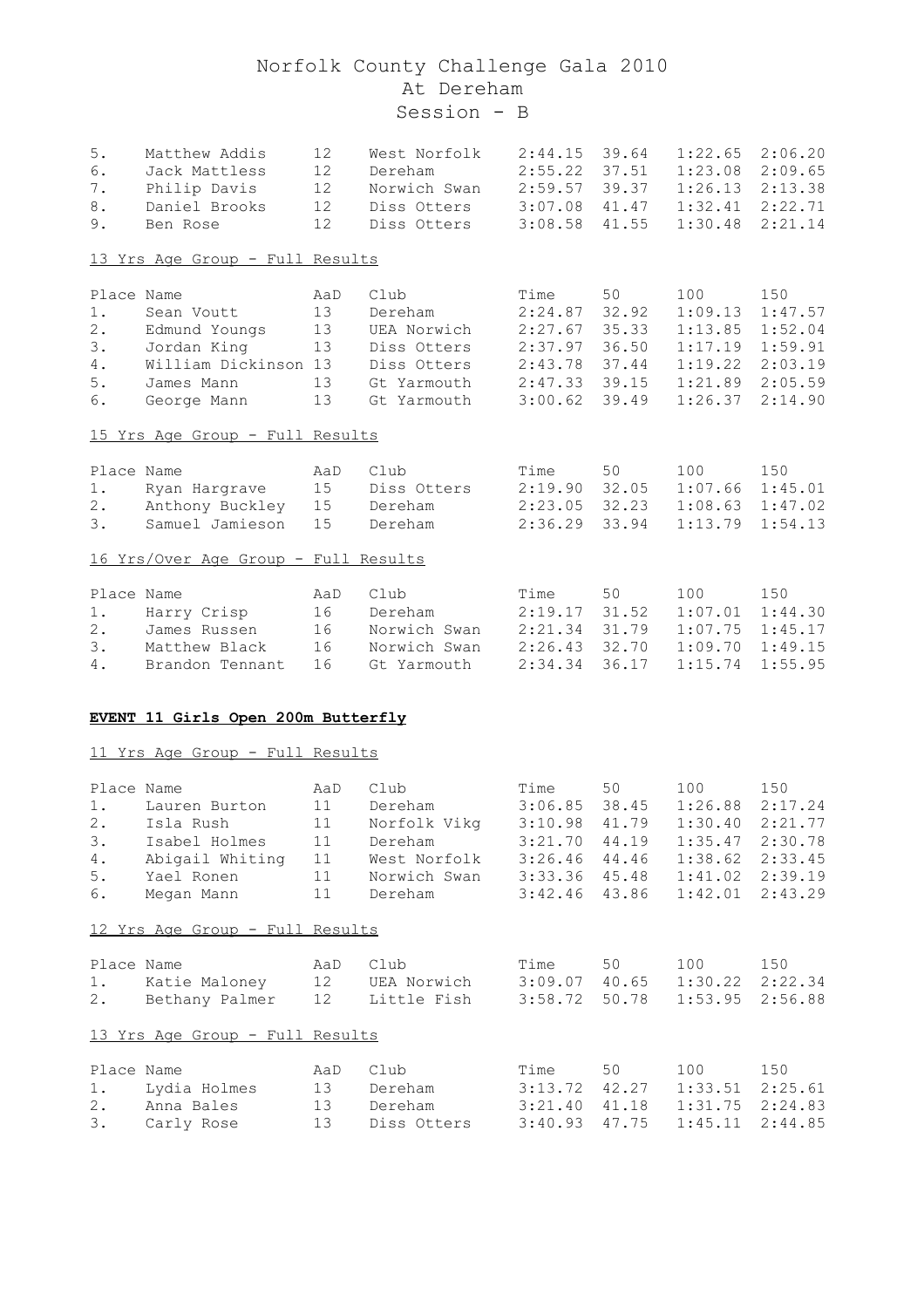# Norfolk County Challenge Gala 2010
## At Dereham
## Session - B

| | | | | | | | |
|---|---|---|---|---|---|---|---|
| 5. | Matthew Addis | 12 | West Norfolk | 2:44.15 | 39.64 | 1:22.65 | 2:06.20 |
| 6. | Jack Mattless | 12 | Dereham | 2:55.22 | 37.51 | 1:23.08 | 2:09.65 |
| 7. | Philip Davis | 12 | Norwich Swan | 2:59.57 | 39.37 | 1:26.13 | 2:13.38 |
| 8. | Daniel Brooks | 12 | Diss Otters | 3:07.08 | 41.47 | 1:32.41 | 2:22.71 |
| 9. | Ben Rose | 12 | Diss Otters | 3:08.58 | 41.55 | 1:30.48 | 2:21.14 |

13 Yrs Age Group - Full Results

| Place | Name | AaD | Club | Time | 50 | 100 | 150 |
|---|---|---|---|---|---|---|---|
| 1. | Sean Voutt | 13 | Dereham | 2:24.87 | 32.92 | 1:09.13 | 1:47.57 |
| 2. | Edmund Youngs | 13 | UEA Norwich | 2:27.67 | 35.33 | 1:13.85 | 1:52.04 |
| 3. | Jordan King | 13 | Diss Otters | 2:37.97 | 36.50 | 1:17.19 | 1:59.91 |
| 4. | William Dickinson | 13 | Diss Otters | 2:43.78 | 37.44 | 1:19.22 | 2:03.19 |
| 5. | James Mann | 13 | Gt Yarmouth | 2:47.33 | 39.15 | 1:21.89 | 2:05.59 |
| 6. | George Mann | 13 | Gt Yarmouth | 3:00.62 | 39.49 | 1:26.37 | 2:14.90 |

15 Yrs Age Group - Full Results

| Place | Name | AaD | Club | Time | 50 | 100 | 150 |
|---|---|---|---|---|---|---|---|
| 1. | Ryan Hargrave | 15 | Diss Otters | 2:19.90 | 32.05 | 1:07.66 | 1:45.01 |
| 2. | Anthony Buckley | 15 | Dereham | 2:23.05 | 32.23 | 1:08.63 | 1:47.02 |
| 3. | Samuel Jamieson | 15 | Dereham | 2:36.29 | 33.94 | 1:13.79 | 1:54.13 |

16 Yrs/Over Age Group - Full Results

| Place | Name | AaD | Club | Time | 50 | 100 | 150 |
|---|---|---|---|---|---|---|---|
| 1. | Harry Crisp | 16 | Dereham | 2:19.17 | 31.52 | 1:07.01 | 1:44.30 |
| 2. | James Russen | 16 | Norwich Swan | 2:21.34 | 31.79 | 1:07.75 | 1:45.17 |
| 3. | Matthew Black | 16 | Norwich Swan | 2:26.43 | 32.70 | 1:09.70 | 1:49.15 |
| 4. | Brandon Tennant | 16 | Gt Yarmouth | 2:34.34 | 36.17 | 1:15.74 | 1:55.95 |

**EVENT 11 Girls Open 200m Butterfly**

11 Yrs Age Group - Full Results

| Place | Name | AaD | Club | Time | 50 | 100 | 150 |
|---|---|---|---|---|---|---|---|
| 1. | Lauren Burton | 11 | Dereham | 3:06.85 | 38.45 | 1:26.88 | 2:17.24 |
| 2. | Isla Rush | 11 | Norfolk Vikg | 3:10.98 | 41.79 | 1:30.40 | 2:21.77 |
| 3. | Isabel Holmes | 11 | Dereham | 3:21.70 | 44.19 | 1:35.47 | 2:30.78 |
| 4. | Abigail Whiting | 11 | West Norfolk | 3:26.46 | 44.46 | 1:38.62 | 2:33.45 |
| 5. | Yael Ronen | 11 | Norwich Swan | 3:33.36 | 45.48 | 1:41.02 | 2:39.19 |
| 6. | Megan Mann | 11 | Dereham | 3:42.46 | 43.86 | 1:42.01 | 2:43.29 |

12 Yrs Age Group - Full Results

| Place | Name | AaD | Club | Time | 50 | 100 | 150 |
|---|---|---|---|---|---|---|---|
| 1. | Katie Maloney | 12 | UEA Norwich | 3:09.07 | 40.65 | 1:30.22 | 2:22.34 |
| 2. | Bethany Palmer | 12 | Little Fish | 3:58.72 | 50.78 | 1:53.95 | 2:56.88 |

13 Yrs Age Group - Full Results

| Place | Name | AaD | Club | Time | 50 | 100 | 150 |
|---|---|---|---|---|---|---|---|
| 1. | Lydia Holmes | 13 | Dereham | 3:13.72 | 42.27 | 1:33.51 | 2:25.61 |
| 2. | Anna Bales | 13 | Dereham | 3:21.40 | 41.18 | 1:31.75 | 2:24.83 |
| 3. | Carly Rose | 13 | Diss Otters | 3:40.93 | 47.75 | 1:45.11 | 2:44.85 |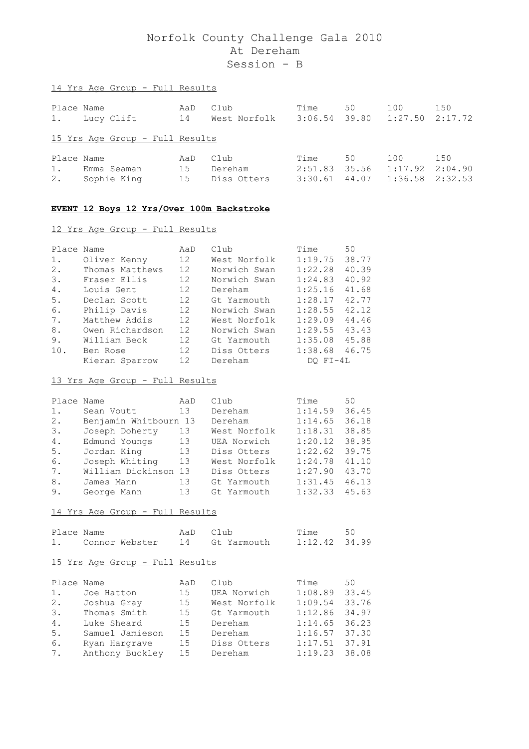# Norfolk County Challenge Gala 2010
## At Dereham
## Session - B

14 Yrs Age Group - Full Results

| Place | Name | AaD | Club | Time | 50 | 100 | 150 |
|---|---|---|---|---|---|---|---|
| 1. | Lucy Clift | 14 | West Norfolk | 3:06.54 | 39.80 | 1:27.50 | 2:17.72 |

15 Yrs Age Group - Full Results

| Place | Name | AaD | Club | Time | 50 | 100 | 150 |
|---|---|---|---|---|---|---|---|
| 1. | Emma Seaman | 15 | Dereham | 2:51.83 | 35.56 | 1:17.92 | 2:04.90 |
| 2. | Sophie King | 15 | Diss Otters | 3:30.61 | 44.07 | 1:36.58 | 2:32.53 |

**EVENT 12 Boys 12 Yrs/Over 100m Backstroke**

12 Yrs Age Group - Full Results

| Place | Name | AaD | Club | Time | 50 |
|---|---|---|---|---|---|
| 1. | Oliver Kenny | 12 | West Norfolk | 1:19.75 | 38.77 |
| 2. | Thomas Matthews | 12 | Norwich Swan | 1:22.28 | 40.39 |
| 3. | Fraser Ellis | 12 | Norwich Swan | 1:24.83 | 40.92 |
| 4. | Louis Gent | 12 | Dereham | 1:25.16 | 41.68 |
| 5. | Declan Scott | 12 | Gt Yarmouth | 1:28.17 | 42.77 |
| 6. | Philip Davis | 12 | Norwich Swan | 1:28.55 | 42.12 |
| 7. | Matthew Addis | 12 | West Norfolk | 1:29.09 | 44.46 |
| 8. | Owen Richardson | 12 | Norwich Swan | 1:29.55 | 43.43 |
| 9. | William Beck | 12 | Gt Yarmouth | 1:35.08 | 45.88 |
| 10. | Ben Rose | 12 | Diss Otters | 1:38.68 | 46.75 |
| | Kieran Sparrow | 12 | Dereham | DQ FI-4L | |

13 Yrs Age Group - Full Results

| Place | Name | AaD | Club | Time | 50 |
|---|---|---|---|---|---|
| 1. | Sean Voutt | 13 | Dereham | 1:14.59 | 36.45 |
| 2. | Benjamin Whitbourn | 13 | Dereham | 1:14.65 | 36.18 |
| 3. | Joseph Doherty | 13 | West Norfolk | 1:18.31 | 38.85 |
| 4. | Edmund Youngs | 13 | UEA Norwich | 1:20.12 | 38.95 |
| 5. | Jordan King | 13 | Diss Otters | 1:22.62 | 39.75 |
| 6. | Joseph Whiting | 13 | West Norfolk | 1:24.78 | 41.10 |
| 7. | William Dickinson | 13 | Diss Otters | 1:27.90 | 43.70 |
| 8. | James Mann | 13 | Gt Yarmouth | 1:31.45 | 46.13 |
| 9. | George Mann | 13 | Gt Yarmouth | 1:32.33 | 45.63 |

14 Yrs Age Group - Full Results

| Place | Name | AaD | Club | Time | 50 |
|---|---|---|---|---|---|
| 1. | Connor Webster | 14 | Gt Yarmouth | 1:12.42 | 34.99 |

15 Yrs Age Group - Full Results

| Place | Name | AaD | Club | Time | 50 |
|---|---|---|---|---|---|
| 1. | Joe Hatton | 15 | UEA Norwich | 1:08.89 | 33.45 |
| 2. | Joshua Gray | 15 | West Norfolk | 1:09.54 | 33.76 |
| 3. | Thomas Smith | 15 | Gt Yarmouth | 1:12.86 | 34.97 |
| 4. | Luke Sheard | 15 | Dereham | 1:14.65 | 36.23 |
| 5. | Samuel Jamieson | 15 | Dereham | 1:16.57 | 37.30 |
| 6. | Ryan Hargrave | 15 | Diss Otters | 1:17.51 | 37.91 |
| 7. | Anthony Buckley | 15 | Dereham | 1:19.23 | 38.08 |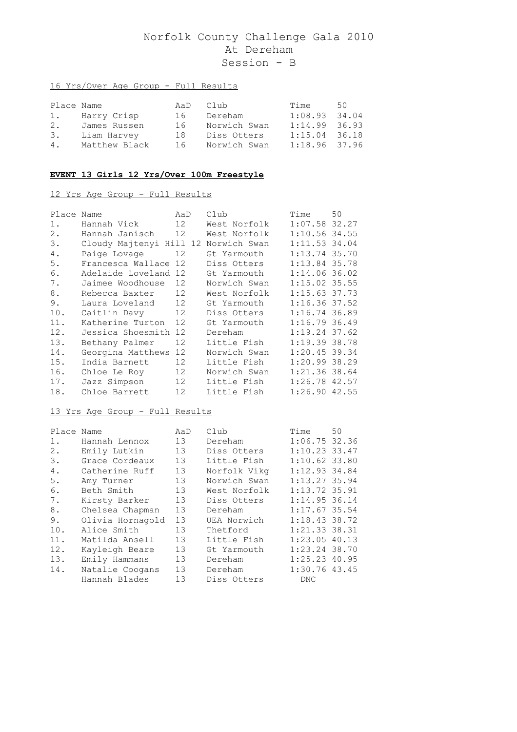# Norfolk County Challenge Gala 2010
## At Dereham
## Session - B

16 Yrs/Over Age Group - Full Results

| Place | Name | AaD | Club | Time | 50 |
|---|---|---|---|---|---|
| 1. | Harry Crisp | 16 | Dereham | 1:08.93 | 34.04 |
| 2. | James Russen | 16 | Norwich Swan | 1:14.99 | 36.93 |
| 3. | Liam Harvey | 18 | Diss Otters | 1:15.04 | 36.18 |
| 4. | Matthew Black | 16 | Norwich Swan | 1:18.96 | 37.96 |

**EVENT 13 Girls 12 Yrs/Over 100m Freestyle**

12 Yrs Age Group - Full Results

| Place | Name | AaD | Club | Time | 50 |
|---|---|---|---|---|---|
| 1. | Hannah Vick | 12 | West Norfolk | 1:07.58 | 32.27 |
| 2. | Hannah Janisch | 12 | West Norfolk | 1:10.56 | 34.55 |
| 3. | Cloudy Majtenyi Hill | 12 | Norwich Swan | 1:11.53 | 34.04 |
| 4. | Paige Lovage | 12 | Gt Yarmouth | 1:13.74 | 35.70 |
| 5. | Francesca Wallace | 12 | Diss Otters | 1:13.84 | 35.78 |
| 6. | Adelaide Loveland | 12 | Gt Yarmouth | 1:14.06 | 36.02 |
| 7. | Jaimee Woodhouse | 12 | Norwich Swan | 1:15.02 | 35.55 |
| 8. | Rebecca Baxter | 12 | West Norfolk | 1:15.63 | 37.73 |
| 9. | Laura Loveland | 12 | Gt Yarmouth | 1:16.36 | 37.52 |
| 10. | Caitlin Davy | 12 | Diss Otters | 1:16.74 | 36.89 |
| 11. | Katherine Turton | 12 | Gt Yarmouth | 1:16.79 | 36.49 |
| 12. | Jessica Shoesmith | 12 | Dereham | 1:19.24 | 37.62 |
| 13. | Bethany Palmer | 12 | Little Fish | 1:19.39 | 38.78 |
| 14. | Georgina Matthews | 12 | Norwich Swan | 1:20.45 | 39.34 |
| 15. | India Barnett | 12 | Little Fish | 1:20.99 | 38.29 |
| 16. | Chloe Le Roy | 12 | Norwich Swan | 1:21.36 | 38.64 |
| 17. | Jazz Simpson | 12 | Little Fish | 1:26.78 | 42.57 |
| 18. | Chloe Barrett | 12 | Little Fish | 1:26.90 | 42.55 |

13 Yrs Age Group - Full Results

| Place | Name | AaD | Club | Time | 50 |
|---|---|---|---|---|---|
| 1. | Hannah Lennox | 13 | Dereham | 1:06.75 | 32.36 |
| 2. | Emily Lutkin | 13 | Diss Otters | 1:10.23 | 33.47 |
| 3. | Grace Cordeaux | 13 | Little Fish | 1:10.62 | 33.80 |
| 4. | Catherine Ruff | 13 | Norfolk Vikg | 1:12.93 | 34.84 |
| 5. | Amy Turner | 13 | Norwich Swan | 1:13.27 | 35.94 |
| 6. | Beth Smith | 13 | West Norfolk | 1:13.72 | 35.91 |
| 7. | Kirsty Barker | 13 | Diss Otters | 1:14.95 | 36.14 |
| 8. | Chelsea Chapman | 13 | Dereham | 1:17.67 | 35.54 |
| 9. | Olivia Hornagold | 13 | UEA Norwich | 1:18.43 | 38.72 |
| 10. | Alice Smith | 13 | Thetford | 1:21.33 | 38.31 |
| 11. | Matilda Ansell | 13 | Little Fish | 1:23.05 | 40.13 |
| 12. | Kayleigh Beare | 13 | Gt Yarmouth | 1:23.24 | 38.70 |
| 13. | Emily Hammans | 13 | Dereham | 1:25.23 | 40.95 |
| 14. | Natalie Coogans | 13 | Dereham | 1:30.76 | 43.45 |
| | Hannah Blades | 13 | Diss Otters | DNC | |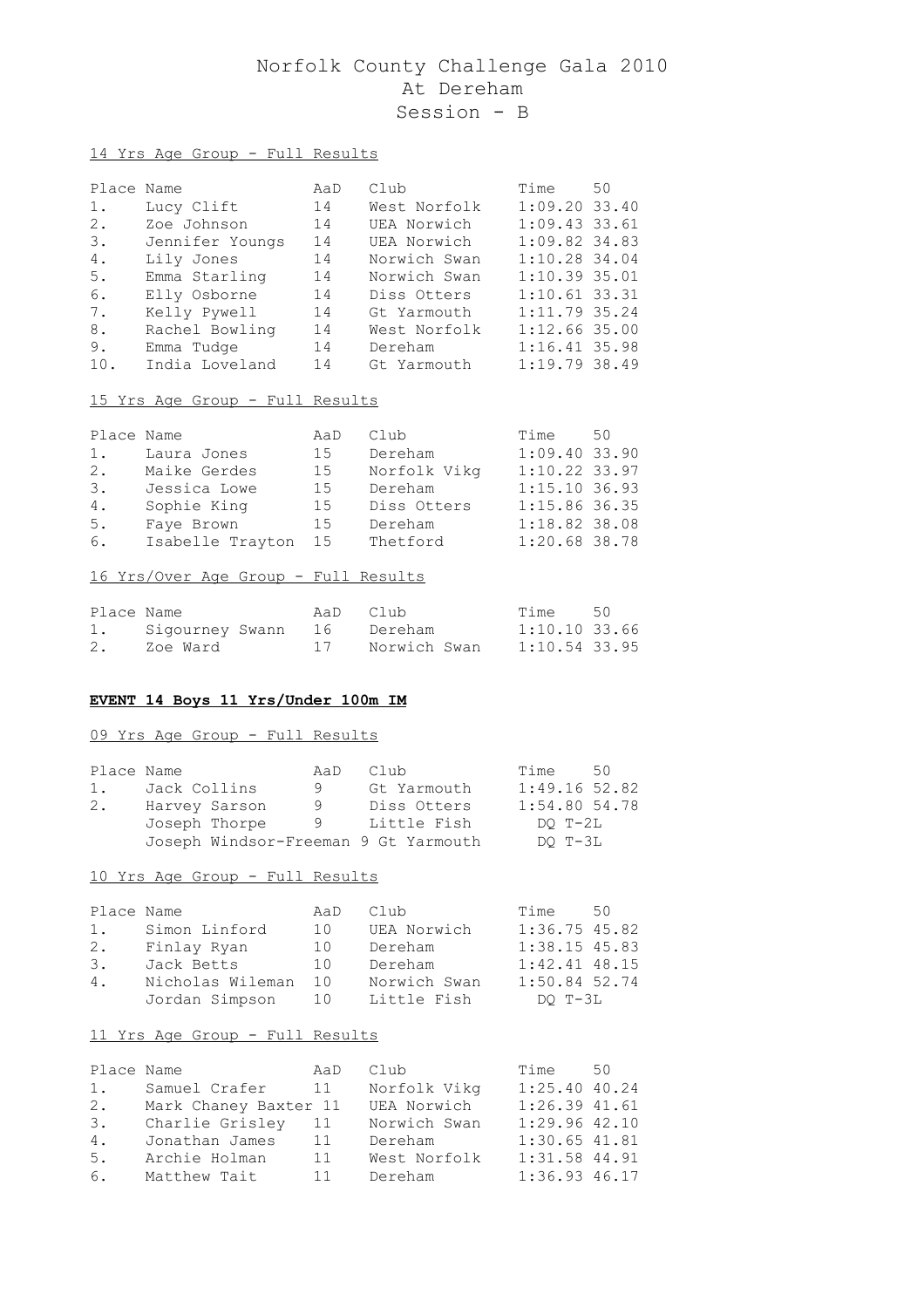# Norfolk County Challenge Gala 2010
## At Dereham
## Session - B

14 Yrs Age Group - Full Results

| Place | Name | AaD | Club | Time | 50 |
|---|---|---|---|---|---|
| 1. | Lucy Clift | 14 | West Norfolk | 1:09.20 | 33.40 |
| 2. | Zoe Johnson | 14 | UEA Norwich | 1:09.43 | 33.61 |
| 3. | Jennifer Youngs | 14 | UEA Norwich | 1:09.82 | 34.83 |
| 4. | Lily Jones | 14 | Norwich Swan | 1:10.28 | 34.04 |
| 5. | Emma Starling | 14 | Norwich Swan | 1:10.39 | 35.01 |
| 6. | Elly Osborne | 14 | Diss Otters | 1:10.61 | 33.31 |
| 7. | Kelly Pywell | 14 | Gt Yarmouth | 1:11.79 | 35.24 |
| 8. | Rachel Bowling | 14 | West Norfolk | 1:12.66 | 35.00 |
| 9. | Emma Tudge | 14 | Dereham | 1:16.41 | 35.98 |
| 10. | India Loveland | 14 | Gt Yarmouth | 1:19.79 | 38.49 |

15 Yrs Age Group - Full Results

| Place | Name | AaD | Club | Time | 50 |
|---|---|---|---|---|---|
| 1. | Laura Jones | 15 | Dereham | 1:09.40 | 33.90 |
| 2. | Maike Gerdes | 15 | Norfolk Vikg | 1:10.22 | 33.97 |
| 3. | Jessica Lowe | 15 | Dereham | 1:15.10 | 36.93 |
| 4. | Sophie King | 15 | Diss Otters | 1:15.86 | 36.35 |
| 5. | Faye Brown | 15 | Dereham | 1:18.82 | 38.08 |
| 6. | Isabelle Trayton | 15 | Thetford | 1:20.68 | 38.78 |

16 Yrs/Over Age Group - Full Results

| Place | Name | AaD | Club | Time | 50 |
|---|---|---|---|---|---|
| 1. | Sigourney Swann | 16 | Dereham | 1:10.10 | 33.66 |
| 2. | Zoe Ward | 17 | Norwich Swan | 1:10.54 | 33.95 |

**EVENT 14 Boys 11 Yrs/Under 100m IM**

09 Yrs Age Group - Full Results

| Place | Name | AaD | Club | Time | 50 |
|---|---|---|---|---|---|
| 1. | Jack Collins | 9 | Gt Yarmouth | 1:49.16 | 52.82 |
| 2. | Harvey Sarson | 9 | Diss Otters | 1:54.80 | 54.78 |
| | Joseph Thorpe | 9 | Little Fish | DQ T-2L | |
| | Joseph Windsor-Freeman | 9 | Gt Yarmouth | DQ T-3L | |

10 Yrs Age Group - Full Results

| Place | Name | AaD | Club | Time | 50 |
|---|---|---|---|---|---|
| 1. | Simon Linford | 10 | UEA Norwich | 1:36.75 | 45.82 |
| 2. | Finlay Ryan | 10 | Dereham | 1:38.15 | 45.83 |
| 3. | Jack Betts | 10 | Dereham | 1:42.41 | 48.15 |
| 4. | Nicholas Wileman | 10 | Norwich Swan | 1:50.84 | 52.74 |
| | Jordan Simpson | 10 | Little Fish | DQ T-3L | |

11 Yrs Age Group - Full Results

| Place | Name | AaD | Club | Time | 50 |
|---|---|---|---|---|---|
| 1. | Samuel Crafer | 11 | Norfolk Vikg | 1:25.40 | 40.24 |
| 2. | Mark Chaney Baxter | 11 | UEA Norwich | 1:26.39 | 41.61 |
| 3. | Charlie Grisley | 11 | Norwich Swan | 1:29.96 | 42.10 |
| 4. | Jonathan James | 11 | Dereham | 1:30.65 | 41.81 |
| 5. | Archie Holman | 11 | West Norfolk | 1:31.58 | 44.91 |
| 6. | Matthew Tait | 11 | Dereham | 1:36.93 | 46.17 |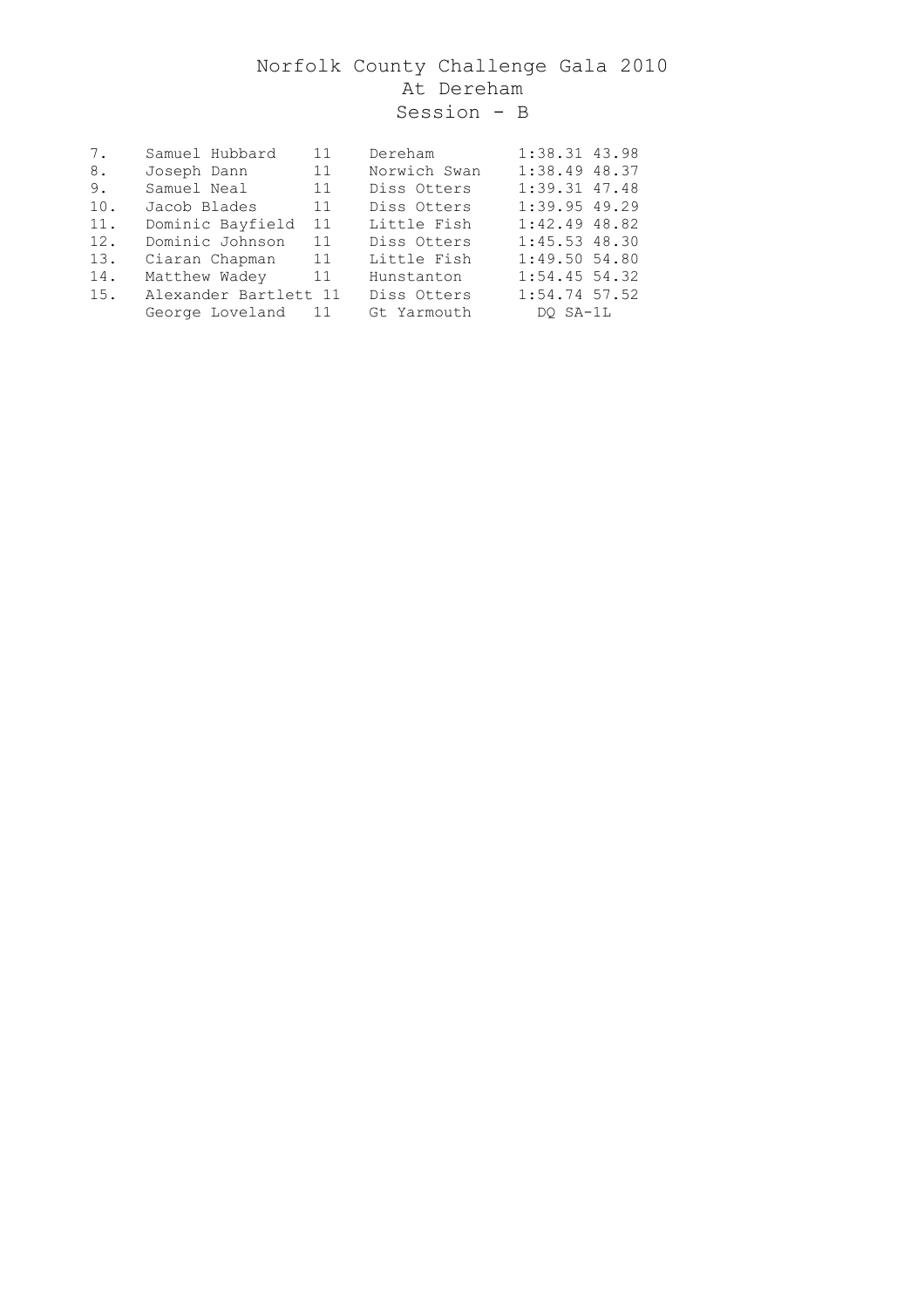# Norfolk County Challenge Gala 2010
## At Dereham
### Session - B

| | | | | | |
|---|---|---|---|---|---|
| 7. | Samuel Hubbard | 11 | Dereham | 1:38.31 | 43.98 |
| 8. | Joseph Dann | 11 | Norwich Swan | 1:38.49 | 48.37 |
| 9. | Samuel Neal | 11 | Diss Otters | 1:39.31 | 47.48 |
| 10. | Jacob Blades | 11 | Diss Otters | 1:39.95 | 49.29 |
| 11. | Dominic Bayfield | 11 | Little Fish | 1:42.49 | 48.82 |
| 12. | Dominic Johnson | 11 | Diss Otters | 1:45.53 | 48.30 |
| 13. | Ciaran Chapman | 11 | Little Fish | 1:49.50 | 54.80 |
| 14. | Matthew Wadey | 11 | Hunstanton | 1:54.45 | 54.32 |
| 15. | Alexander Bartlett | 11 | Diss Otters | 1:54.74 | 57.52 |
| | George Loveland | 11 | Gt Yarmouth | DQ SA-1L | |